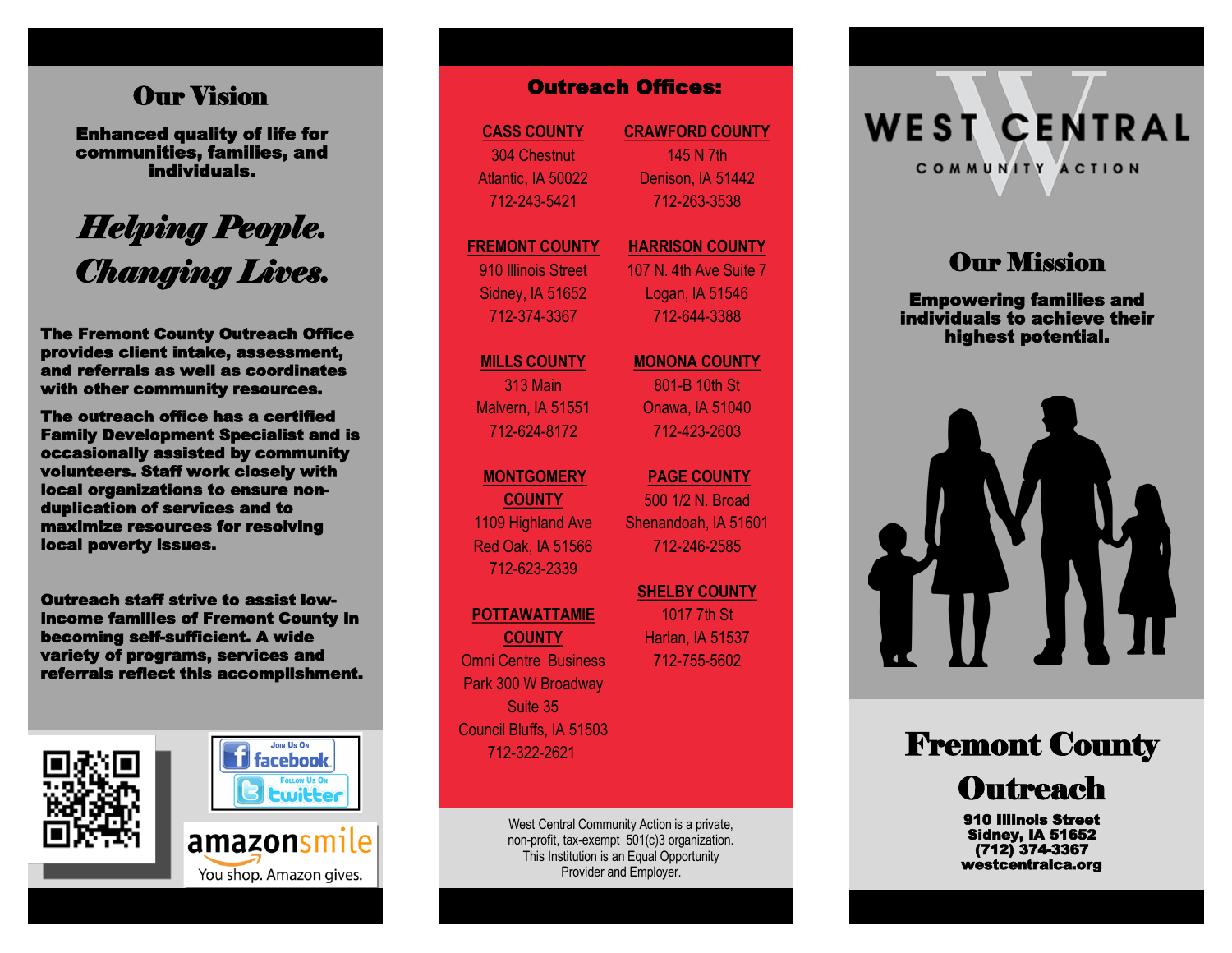## Our Vision

**Enhanced quality of life for communities, families, and individuals.**

***Helping People. Changing Lives.***

**The Fremont County Outreach Office provides client intake, assessment, and referrals as well as coordinates with other community resources.**

**The outreach office has a certified Family Development Specialist and is occasionally assisted by community volunteers. Staff work closely with local organizations to ensure non-duplication of services and to maximize resources for resolving local poverty issues.**

**Outreach staff strive to assist low-income families of Fremont County in becoming self-sufficient. A wide variety of programs, services and referrals reflect this accomplishment.**

Join Us On facebook

Follow Us On twitter

amazonsmile
You shop. Amazon gives.

## Outreach Offices:

**CASS COUNTY**
304 Chestnut
Atlantic, IA 50022
712-243-5421

**CRAWFORD COUNTY**
145 N 7th
Denison, IA 51442
712-263-3538

**FREMONT COUNTY**
910 Illinois Street
Sidney, IA 51652
712-374-3367

**HARRISON COUNTY**
107 N. 4th Ave Suite 7
Logan, IA 51546
712-644-3388

**MILLS COUNTY**
313 Main
Malvern, IA 51551
712-624-8172

**MONONA COUNTY**
801-B 10th St
Onawa, IA 51040
712-423-2603

**MONTGOMERY COUNTY**
1109 Highland Ave
Red Oak, IA 51566
712-623-2339

**PAGE COUNTY**
500 1/2 N. Broad
Shenandoah, IA 51601
712-246-2585

**POTTAWATTAMIE COUNTY**
Omni Centre Business Park 300 W Broadway
Suite 35
Council Bluffs, IA 51503
712-322-2621

**SHELBY COUNTY**
1017 7th St
Harlan, IA 51537
712-755-5602

West Central Community Action is a private, non-profit, tax-exempt 501(c)3 organization. This Institution is an Equal Opportunity Provider and Employer.

# WEST CENTRAL
COMMUNITY ACTION

## Our Mission

**Empowering families and individuals to achieve their highest potential.**

# Fremont County Outreach

**910 Illinois Street**
**Sidney, IA 51652**
**(712) 374-3367**
**westcentralca.org**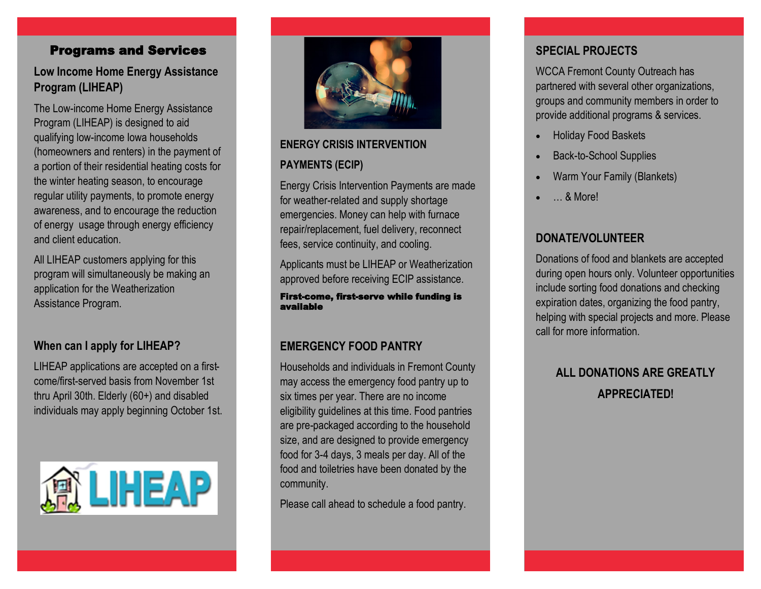## Programs and Services

### Low Income Home Energy Assistance Program (LIHEAP)

The Low-income Home Energy Assistance Program (LIHEAP) is designed to aid qualifying low-income Iowa households (homeowners and renters) in the payment of a portion of their residential heating costs for the winter heating season, to encourage regular utility payments, to promote energy awareness, and to encourage the reduction of energy usage through energy efficiency and client education.

All LIHEAP customers applying for this program will simultaneously be making an application for the Weatherization Assistance Program.

### When can I apply for LIHEAP?

LIHEAP applications are accepted on a first-come/first-served basis from November 1st thru April 30th. Elderly (60+) and disabled individuals may apply beginning October 1st.

### ENERGY CRISIS INTERVENTION PAYMENTS (ECIP)

Energy Crisis Intervention Payments are made for weather-related and supply shortage emergencies. Money can help with furnace repair/replacement, fuel delivery, reconnect fees, service continuity, and cooling.

Applicants must be LIHEAP or Weatherization approved before receiving ECIP assistance.

**First-come, first-serve while funding is available**

### EMERGENCY FOOD PANTRY

Households and individuals in Fremont County may access the emergency food pantry up to six times per year. There are no income eligibility guidelines at this time. Food pantries are pre-packaged according to the household size, and are designed to provide emergency food for 3-4 days, 3 meals per day. All of the food and toiletries have been donated by the community.

Please call ahead to schedule a food pantry.

### SPECIAL PROJECTS

WCCA Fremont County Outreach has partnered with several other organizations, groups and community members in order to provide additional programs & services.

- Holiday Food Baskets
- Back-to-School Supplies
- Warm Your Family (Blankets)
- … & More!

### DONATE/VOLUNTEER

Donations of food and blankets are accepted during open hours only. Volunteer opportunities include sorting food donations and checking expiration dates, organizing the food pantry, helping with special projects and more. Please call for more information.

**ALL DONATIONS ARE GREATLY APPRECIATED!**